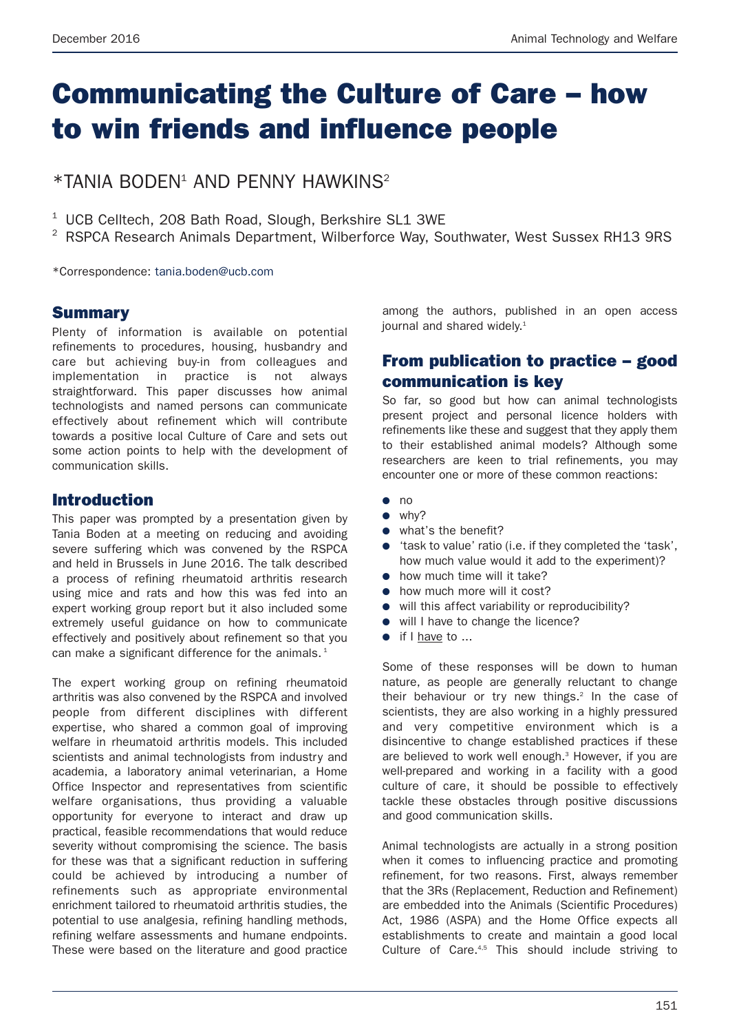# Communicating the Culture of Care – how to win friends and influence people

\*TANIA BODEN[1] AND PENNY HAWKINS[2]

[1] UCB Celltech, 208 Bath Road, Slough, Berkshire SL1 3WE

[2] RSPCA Research Animals Department, Wilberforce Way, Southwater, West Sussex RH13 9RS

\*Correspondence: tania.boden@ucb.com

## Summary

Plenty of information is available on potential refinements to procedures, housing, husbandry and care but achieving buy-in from colleagues and implementation in practice is not always straightforward. This paper discusses how animal technologists and named persons can communicate effectively about refinement which will contribute towards a positive local Culture of Care and sets out some action points to help with the development of communication skills.

## Introduction

This paper was prompted by a presentation given by Tania Boden at a meeting on reducing and avoiding severe suffering which was convened by the RSPCA and held in Brussels in June 2016. The talk described a process of refining rheumatoid arthritis research using mice and rats and how this was fed into an expert working group report but it also included some extremely useful guidance on how to communicate effectively and positively about refinement so that you can make a significant difference for the animals.[1]

The expert working group on refining rheumatoid arthritis was also convened by the RSPCA and involved people from different disciplines with different expertise, who shared a common goal of improving welfare in rheumatoid arthritis models. This included scientists and animal technologists from industry and academia, a laboratory animal veterinarian, a Home Office Inspector and representatives from scientific welfare organisations, thus providing a valuable opportunity for everyone to interact and draw up practical, feasible recommendations that would reduce severity without compromising the science. The basis for these was that a significant reduction in suffering could be achieved by introducing a number of refinements such as appropriate environmental enrichment tailored to rheumatoid arthritis studies, the potential to use analgesia, refining handling methods, refining welfare assessments and humane endpoints. These were based on the literature and good practice among the authors, published in an open access journal and shared widely.[1]

## From publication to practice – good communication is key

So far, so good but how can animal technologists present project and personal licence holders with refinements like these and suggest that they apply them to their established animal models? Although some researchers are keen to trial refinements, you may encounter one or more of these common reactions:

- no
- why?
- what's the benefit?
- 'task to value' ratio (i.e. if they completed the 'task', how much value would it add to the experiment)?
- how much time will it take?
- how much more will it cost?
- will this affect variability or reproducibility?
- will I have to change the licence?
- if I <u>have</u> to ...

Some of these responses will be down to human nature, as people are generally reluctant to change their behaviour or try new things.[2] In the case of scientists, they are also working in a highly pressured and very competitive environment which is a disincentive to change established practices if these are believed to work well enough.[3] However, if you are well-prepared and working in a facility with a good culture of care, it should be possible to effectively tackle these obstacles through positive discussions and good communication skills.

Animal technologists are actually in a strong position when it comes to influencing practice and promoting refinement, for two reasons. First, always remember that the 3Rs (Replacement, Reduction and Refinement) are embedded into the Animals (Scientific Procedures) Act, 1986 (ASPA) and the Home Office expects all establishments to create and maintain a good local Culture of Care.[4,5] This should include striving to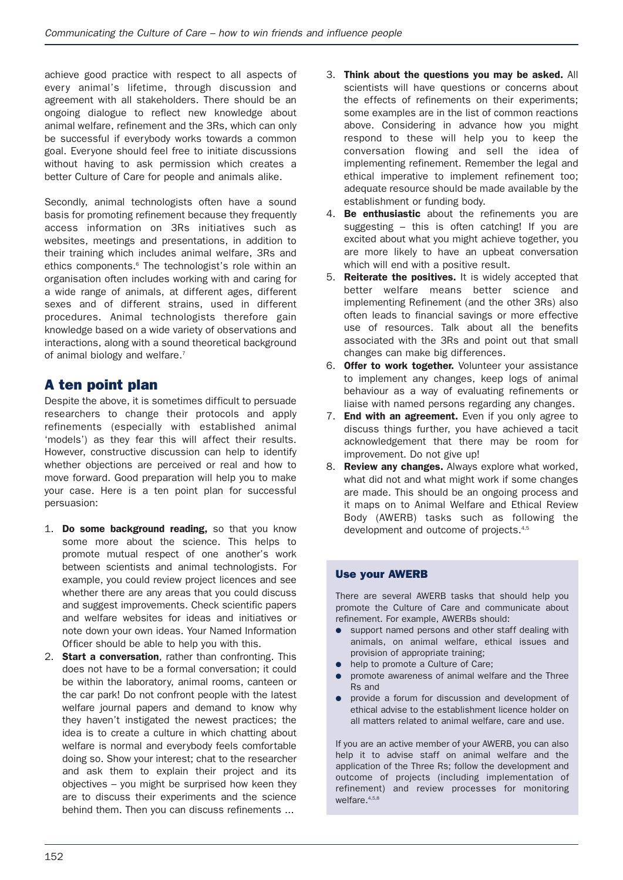achieve good practice with respect to all aspects of every animal's lifetime, through discussion and agreement with all stakeholders. There should be an ongoing dialogue to reflect new knowledge about animal welfare, refinement and the 3Rs, which can only be successful if everybody works towards a common goal. Everyone should feel free to initiate discussions without having to ask permission which creates a better Culture of Care for people and animals alike.

Secondly, animal technologists often have a sound basis for promoting refinement because they frequently access information on 3Rs initiatives such as websites, meetings and presentations, in addition to their training which includes animal welfare, 3Rs and ethics components.[6] The technologist's role within an organisation often includes working with and caring for a wide range of animals, at different ages, different sexes and of different strains, used in different procedures. Animal technologists therefore gain knowledge based on a wide variety of observations and interactions, along with a sound theoretical background of animal biology and welfare.[7]

## A ten point plan

Despite the above, it is sometimes difficult to persuade researchers to change their protocols and apply refinements (especially with established animal 'models') as they fear this will affect their results. However, constructive discussion can help to identify whether objections are perceived or real and how to move forward. Good preparation will help you to make your case. Here is a ten point plan for successful persuasion:

1. **Do some background reading,** so that you know some more about the science. This helps to promote mutual respect of one another's work between scientists and animal technologists. For example, you could review project licences and see whether there are any areas that you could discuss and suggest improvements. Check scientific papers and welfare websites for ideas and initiatives or note down your own ideas. Your Named Information Officer should be able to help you with this.
2. **Start a conversation**, rather than confronting. This does not have to be a formal conversation; it could be within the laboratory, animal rooms, canteen or the car park! Do not confront people with the latest welfare journal papers and demand to know why they haven't instigated the newest practices; the idea is to create a culture in which chatting about welfare is normal and everybody feels comfortable doing so. Show your interest; chat to the researcher and ask them to explain their project and its objectives – you might be surprised how keen they are to discuss their experiments and the science behind them. Then you can discuss refinements ...
3. **Think about the questions you may be asked.** All scientists will have questions or concerns about the effects of refinements on their experiments; some examples are in the list of common reactions above. Considering in advance how you might respond to these will help you to keep the conversation flowing and sell the idea of implementing refinement. Remember the legal and ethical imperative to implement refinement too; adequate resource should be made available by the establishment or funding body.
4. **Be enthusiastic** about the refinements you are suggesting – this is often catching! If you are excited about what you might achieve together, you are more likely to have an upbeat conversation which will end with a positive result.
5. **Reiterate the positives.** It is widely accepted that better welfare means better science and implementing Refinement (and the other 3Rs) also often leads to financial savings or more effective use of resources. Talk about all the benefits associated with the 3Rs and point out that small changes can make big differences.
6. **Offer to work together.** Volunteer your assistance to implement any changes, keep logs of animal behaviour as a way of evaluating refinements or liaise with named persons regarding any changes.
7. **End with an agreement.** Even if you only agree to discuss things further, you have achieved a tacit acknowledgement that there may be room for improvement. Do not give up!
8. **Review any changes.** Always explore what worked, what did not and what might work if some changes are made. This should be an ongoing process and it maps on to Animal Welfare and Ethical Review Body (AWERB) tasks such as following the development and outcome of projects.[4,5]

### Use your AWERB

There are several AWERB tasks that should help you promote the Culture of Care and communicate about refinement. For example, AWERBs should:

- support named persons and other staff dealing with animals, on animal welfare, ethical issues and provision of appropriate training;
- help to promote a Culture of Care;
- promote awareness of animal welfare and the Three Rs and
- provide a forum for discussion and development of ethical advise to the establishment licence holder on all matters related to animal welfare, care and use.

If you are an active member of your AWERB, you can also help it to advise staff on animal welfare and the application of the Three Rs; follow the development and outcome of projects (including implementation of refinement) and review processes for monitoring welfare.[4,5,8]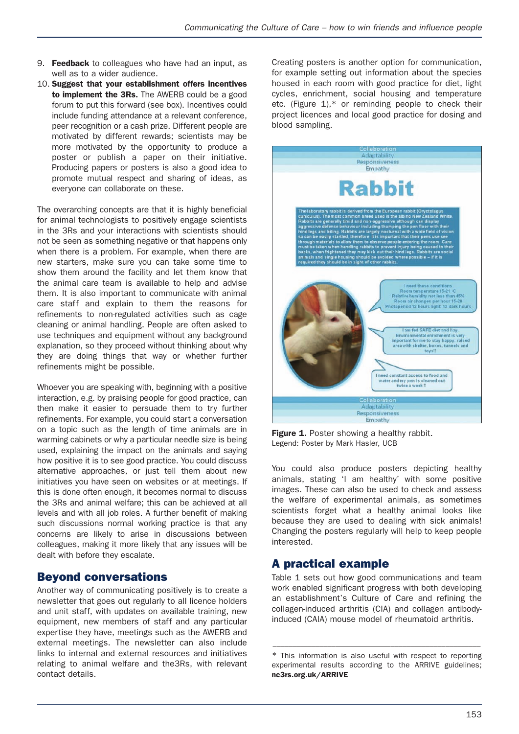9. **Feedback** to colleagues who have had an input, as well as to a wider audience.
10. **Suggest that your establishment offers incentives to implement the 3Rs.** The AWERB could be a good forum to put this forward (see box). Incentives could include funding attendance at a relevant conference, peer recognition or a cash prize. Different people are motivated by different rewards; scientists may be more motivated by the opportunity to produce a poster or publish a paper on their initiative. Producing papers or posters is also a good idea to promote mutual respect and sharing of ideas, as everyone can collaborate on these.

The overarching concepts are that it is highly beneficial for animal technologists to positively engage scientists in the 3Rs and your interactions with scientists should not be seen as something negative or that happens only when there is a problem. For example, when there are new starters, make sure you can take some time to show them around the facility and let them know that the animal care team is available to help and advise them. It is also important to communicate with animal care staff and explain to them the reasons for refinements to non-regulated activities such as cage cleaning or animal handling. People are often asked to use techniques and equipment without any background explanation, so they proceed without thinking about why they are doing things that way or whether further refinements might be possible.

Whoever you are speaking with, beginning with a positive interaction, e.g. by praising people for good practice, can then make it easier to persuade them to try further refinements. For example, you could start a conversation on a topic such as the length of time animals are in warming cabinets or why a particular needle size is being used, explaining the impact on the animals and saying how positive it is to see good practice. You could discuss alternative approaches, or just tell them about new initiatives you have seen on websites or at meetings. If this is done often enough, it becomes normal to discuss the 3Rs and animal welfare; this can be achieved at all levels and with all job roles. A further benefit of making such discussions normal working practice is that any concerns are likely to arise in discussions between colleagues, making it more likely that any issues will be dealt with before they escalate.

## Beyond conversations

Another way of communicating positively is to create a newsletter that goes out regularly to all licence holders and unit staff, with updates on available training, new equipment, new members of staff and any particular expertise they have, meetings such as the AWERB and external meetings. The newsletter can also include links to internal and external resources and initiatives relating to animal welfare and the3Rs, with relevant contact details.

Creating posters is another option for communication, for example setting out information about the species housed in each room with good practice for diet, light cycles, enrichment, social housing and temperature etc. (Figure 1),* or reminding people to check their project licences and local good practice for dosing and blood sampling.

**Figure 1.** Poster showing a healthy rabbit.
Legend: Poster by Mark Hasler, UCB

You could also produce posters depicting healthy animals, stating 'I am healthy' with some positive images. These can also be used to check and assess the welfare of experimental animals, as sometimes scientists forget what a healthy animal looks like because they are used to dealing with sick animals! Changing the posters regularly will help to keep people interested.

## A practical example

Table 1 sets out how good communications and team work enabled significant progress with both developing an establishment's Culture of Care and refining the collagen-induced arthritis (CIA) and collagen antibody-induced (CAIA) mouse model of rheumatoid arthritis.

---

\* This information is also useful with respect to reporting experimental results according to the ARRIVE guidelines; **nc3rs.org.uk/ARRIVE**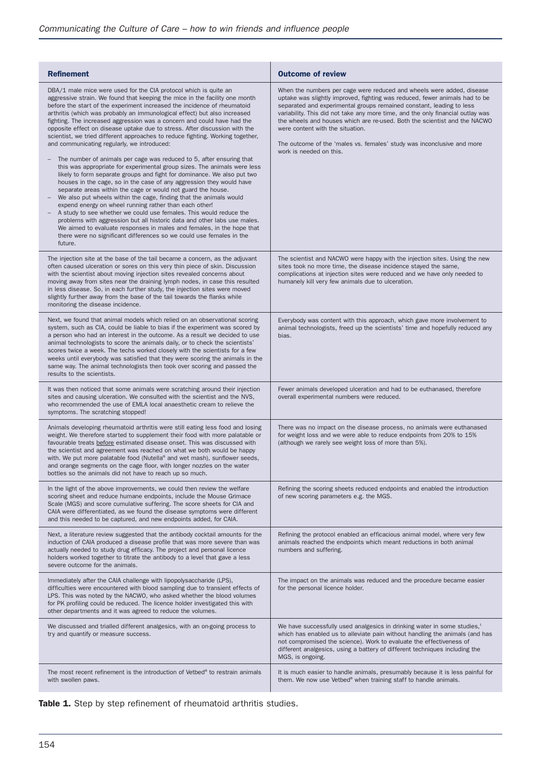| Refinement | Outcome of review |
|---|---|
| DBA/1 male mice were used for the CIA protocol which is quite an aggressive strain. We found that keeping the mice in the facility one month before the start of the experiment increased the incidence of rheumatoid arthritis (which was probably an immunological effect) but also increased fighting. The increased aggression was a concern and could have had the opposite effect on disease uptake due to stress. After discussion with the scientist, we tried different approaches to reduce fighting. Working together, and communicating regularly, we introduced:<br>– The number of animals per cage was reduced to 5, after ensuring that this was appropriate for experimental group sizes. The animals were less likely to form separate groups and fight for dominance. We also put two houses in the cage, so in the case of any aggression they would have separate areas within the cage or would not guard the house.<br>– We also put wheels within the cage, finding that the animals would expend energy on wheel running rather than each other!<br>– A study to see whether we could use females. This would reduce the problems with aggression but all historic data and other labs use males. We aimed to evaluate responses in males and females, in the hope that there were no significant differences so we could use females in the future. | When the numbers per cage were reduced and wheels were added, disease uptake was slightly improved, fighting was reduced, fewer animals had to be separated and experimental groups remained constant, leading to less variability. This did not take any more time, and the only financial outlay was the wheels and houses which are re-used. Both the scientist and the NACWO were content with the situation.<br><br>The outcome of the 'males vs. females' study was inconclusive and more work is needed on this. |
| The injection site at the base of the tail became a concern, as the adjuvant often caused ulceration or sores on this very thin piece of skin. Discussion with the scientist about moving injection sites revealed concerns about moving away from sites near the draining lymph nodes, in case this resulted in less disease. So, in each further study, the injection sites were moved slightly further away from the base of the tail towards the flanks while monitoring the disease incidence. | The scientist and NACWO were happy with the injection sites. Using the new sites took no more time, the disease incidence stayed the same, complications at injection sites were reduced and we have only needed to humanely kill very few animals due to ulceration. |
| Next, we found that animal models which relied on an observational scoring system, such as CIA, could be liable to bias if the experiment was scored by a person who had an interest in the outcome. As a result we decided to use animal technologists to score the animals daily, or to check the scientists' scores twice a week. The techs worked closely with the scientists for a few weeks until everybody was satisfied that they were scoring the animals in the same way. The animal technologists then took over scoring and passed the results to the scientists. | Everybody was content with this approach, which gave more involvement to animal technologists, freed up the scientists' time and hopefully reduced any bias. |
| It was then noticed that some animals were scratching around their injection sites and causing ulceration. We consulted with the scientist and the NVS, who recommended the use of EMLA local anaesthetic cream to relieve the symptoms. The scratching stopped! | Fewer animals developed ulceration and had to be euthanased, therefore overall experimental numbers were reduced. |
| Animals developing rheumatoid arthritis were still eating less food and losing weight. We therefore started to supplement their food with more palatable or favourable treats <u>before</u> estimated disease onset. This was discussed with the scientist and agreement was reached on what we both would be happy with. We put more palatable food (Nutella® and wet mash), sunflower seeds, and orange segments on the cage floor, with longer nozzles on the water bottles so the animals did not have to reach up so much. | There was no impact on the disease process, no animals were euthanased for weight loss and we were able to reduce endpoints from 20% to 15% (although we rarely see weight loss of more than 5%). |
| In the light of the above improvements, we could then review the welfare scoring sheet and reduce humane endpoints, include the Mouse Grimace Scale (MGS) and score cumulative suffering. The score sheets for CIA and CAIA were differentiated, as we found the disease symptoms were different and this needed to be captured, and new endpoints added, for CAIA. | Refining the scoring sheets reduced endpoints and enabled the introduction of new scoring parameters e.g. the MGS. |
| Next, a literature review suggested that the antibody cocktail amounts for the induction of CAIA produced a disease profile that was more severe than was actually needed to study drug efficacy. The project and personal licence holders worked together to titrate the antibody to a level that gave a less severe outcome for the animals. | Refining the protocol enabled an efficacious animal model, where very few animals reached the endpoints which meant reductions in both animal numbers and suffering. |
| Immediately after the CAIA challenge with lipopolysaccharide (LPS), difficulties were encountered with blood sampling due to transient effects of LPS. This was noted by the NACWO, who asked whether the blood volumes for PK profiling could be reduced. The licence holder investigated this with other departments and it was agreed to reduce the volumes. | The impact on the animals was reduced and the procedure became easier for the personal licence holder. |
| We discussed and trialled different analgesics, with an on-going process to try and quantify or measure success. | We have successfully used analgesics in drinking water in some studies,[1] which has enabled us to alleviate pain without handling the animals (and has not compromised the science). Work to evaluate the effectiveness of different analgesics, using a battery of different techniques including the MGS, is ongoing. |
| The most recent refinement is the introduction of Vetbed® to restrain animals with swollen paws. | It is much easier to handle animals, presumably because it is less painful for them. We now use Vetbed® when training staff to handle animals. |

**Table 1.** Step by step refinement of rheumatoid arthritis studies.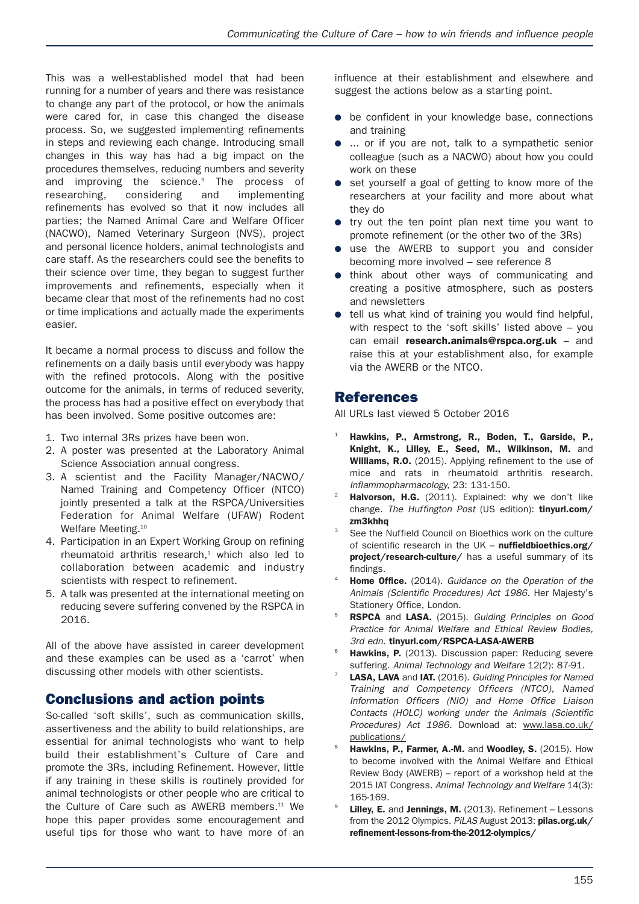This was a well-established model that had been running for a number of years and there was resistance to change any part of the protocol, or how the animals were cared for, in case this changed the disease process. So, we suggested implementing refinements in steps and reviewing each change. Introducing small changes in this way has had a big impact on the procedures themselves, reducing numbers and severity and improving the science.[9] The process of researching, considering and implementing refinements has evolved so that it now includes all parties; the Named Animal Care and Welfare Officer (NACWO), Named Veterinary Surgeon (NVS), project and personal licence holders, animal technologists and care staff. As the researchers could see the benefits to their science over time, they began to suggest further improvements and refinements, especially when it became clear that most of the refinements had no cost or time implications and actually made the experiments easier.

It became a normal process to discuss and follow the refinements on a daily basis until everybody was happy with the refined protocols. Along with the positive outcome for the animals, in terms of reduced severity, the process has had a positive effect on everybody that has been involved. Some positive outcomes are:

1. Two internal 3Rs prizes have been won.
2. A poster was presented at the Laboratory Animal Science Association annual congress.
3. A scientist and the Facility Manager/NACWO/ Named Training and Competency Officer (NTCO) jointly presented a talk at the RSPCA/Universities Federation for Animal Welfare (UFAW) Rodent Welfare Meeting.[10]
4. Participation in an Expert Working Group on refining rheumatoid arthritis research,[1] which also led to collaboration between academic and industry scientists with respect to refinement.
5. A talk was presented at the international meeting on reducing severe suffering convened by the RSPCA in 2016.

All of the above have assisted in career development and these examples can be used as a 'carrot' when discussing other models with other scientists.

## Conclusions and action points

So-called 'soft skills', such as communication skills, assertiveness and the ability to build relationships, are essential for animal technologists who want to help build their establishment's Culture of Care and promote the 3Rs, including Refinement. However, little if any training in these skills is routinely provided for animal technologists or other people who are critical to the Culture of Care such as AWERB members.[11] We hope this paper provides some encouragement and useful tips for those who want to have more of an influence at their establishment and elsewhere and suggest the actions below as a starting point.

- be confident in your knowledge base, connections and training
- ... or if you are not, talk to a sympathetic senior colleague (such as a NACWO) about how you could work on these
- set yourself a goal of getting to know more of the researchers at your facility and more about what they do
- try out the ten point plan next time you want to promote refinement (or the other two of the 3Rs)
- use the AWERB to support you and consider becoming more involved – see reference 8
- think about other ways of communicating and creating a positive atmosphere, such as posters and newsletters
- tell us what kind of training you would find helpful, with respect to the 'soft skills' listed above – you can email **research.animals@rspca.org.uk** – and raise this at your establishment also, for example via the AWERB or the NTCO.

## References

All URLs last viewed 5 October 2016

1. **Hawkins, P., Armstrong, R., Boden, T., Garside, P., Knight, K., Lilley, E., Seed, M., Wilkinson, M.** and **Williams, R.O.** (2015). Applying refinement to the use of mice and rats in rheumatoid arthritis research. *Inflammopharmacology,* 23: 131-150.
2. **Halvorson, H.G.** (2011). Explained: why we don't like change. *The Huffington Post* (US edition): **tinyurl.com/zm3khhq**
3. See the Nuffield Council on Bioethics work on the culture of scientific research in the UK – **nuffieldbioethics.org/project/research-culture/** has a useful summary of its findings.
4. **Home Office.** (2014). *Guidance on the Operation of the Animals (Scientific Procedures) Act 1986*. Her Majesty's Stationery Office, London.
5. **RSPCA** and **LASA.** (2015). *Guiding Principles on Good Practice for Animal Welfare and Ethical Review Bodies, 3rd edn.* **tinyurl.com/RSPCA-LASA-AWERB**
6. **Hawkins, P.** (2013). Discussion paper: Reducing severe suffering. *Animal Technology and Welfare* 12(2): 87-91.
7. **LASA, LAVA** and **IAT.** (2016). *Guiding Principles for Named Training and Competency Officers (NTCO), Named Information Officers (NIO) and Home Office Liaison Contacts (HOLC) working under the Animals (Scientific Procedures) Act 1986*. Download at: www.lasa.co.uk/publications/
8. **Hawkins, P., Farmer, A.-M.** and **Woodley, S.** (2015). How to become involved with the Animal Welfare and Ethical Review Body (AWERB) – report of a workshop held at the 2015 IAT Congress. *Animal Technology and Welfare* 14(3): 165-169.
9. **Lilley, E.** and **Jennings, M.** (2013). Refinement – Lessons from the 2012 Olympics. *PiLAS* August 2013: **pilas.org.uk/refinement-lessons-from-the-2012-olympics/**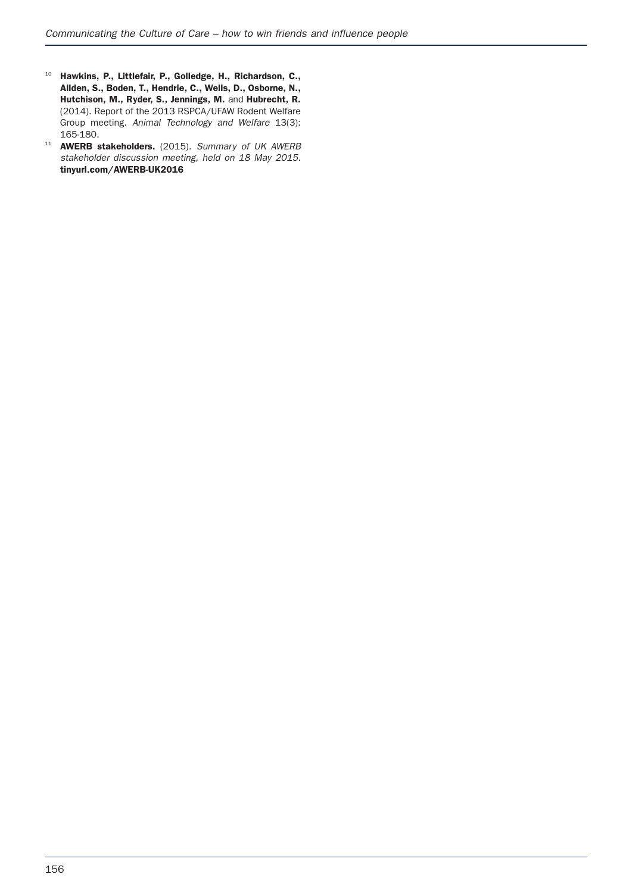[10] **Hawkins, P., Littlefair, P., Golledge, H., Richardson, C., Allden, S., Boden, T., Hendrie, C., Wells, D., Osborne, N., Hutchison, M., Ryder, S., Jennings, M.** and **Hubrecht, R.** (2014). Report of the 2013 RSPCA/UFAW Rodent Welfare Group meeting. *Animal Technology and Welfare* 13(3): 165-180.

[11] **AWERB stakeholders.** (2015). *Summary of UK AWERB stakeholder discussion meeting, held on 18 May 2015.* **tinyurl.com/AWERB-UK2016**